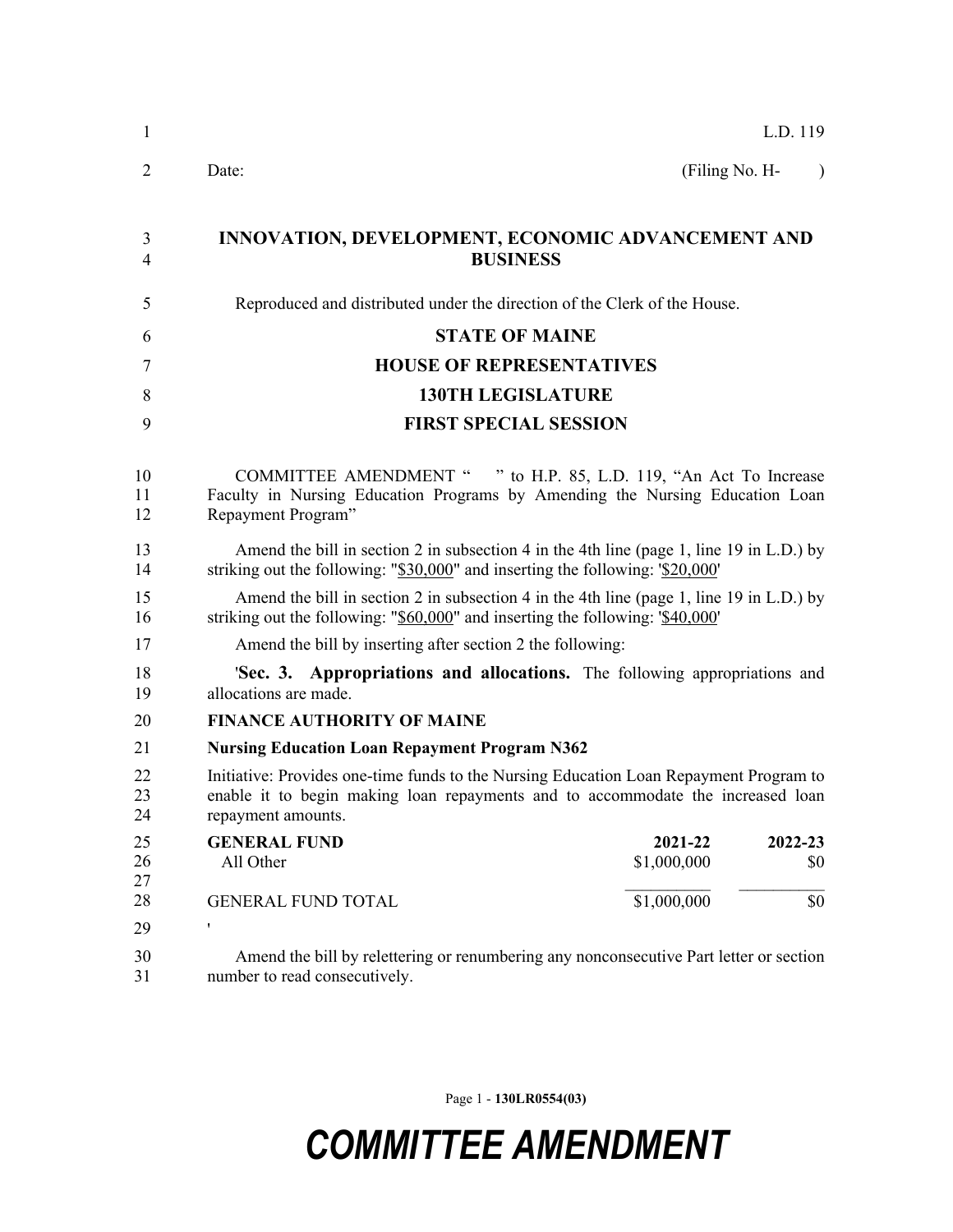L.D. 119

Date: (Filing No. H- )

# INNOVATION, DEVELOPMENT, ECONOMIC ADVANCEMENT AND BUSINESS

Reproduced and distributed under the direction of the Clerk of the House.

**STATE OF MAINE**

**HOUSE OF REPRESENTATIVES**

**130TH LEGISLATURE**

**FIRST SPECIAL SESSION**

COMMITTEE AMENDMENT " " to H.P. 85, L.D. 119, "An Act To Increase Faculty in Nursing Education Programs by Amending the Nursing Education Loan Repayment Program"

Amend the bill in section 2 in subsection 4 in the 4th line (page 1, line 19 in L.D.) by striking out the following: "$30,000" and inserting the following: '$20,000'

Amend the bill in section 2 in subsection 4 in the 4th line (page 1, line 19 in L.D.) by striking out the following: "$60,000" and inserting the following: '$40,000'

Amend the bill by inserting after section 2 the following:

'**Sec. 3. Appropriations and allocations.** The following appropriations and allocations are made.

**FINANCE AUTHORITY OF MAINE**

**Nursing Education Loan Repayment Program N362**

Initiative: Provides one-time funds to the Nursing Education Loan Repayment Program to enable it to begin making loan repayments and to accommodate the increased loan repayment amounts.

| **GENERAL FUND** | **2021-22** | **2022-23** |
|---|---|---|
| All Other | $1,000,000 | $0 |
| GENERAL FUND TOTAL | $1,000,000 | $0 |

'

Amend the bill by relettering or renumbering any nonconsecutive Part letter or section number to read consecutively.

Page 1 - **130LR0554(03)**

***COMMITTEE AMENDMENT***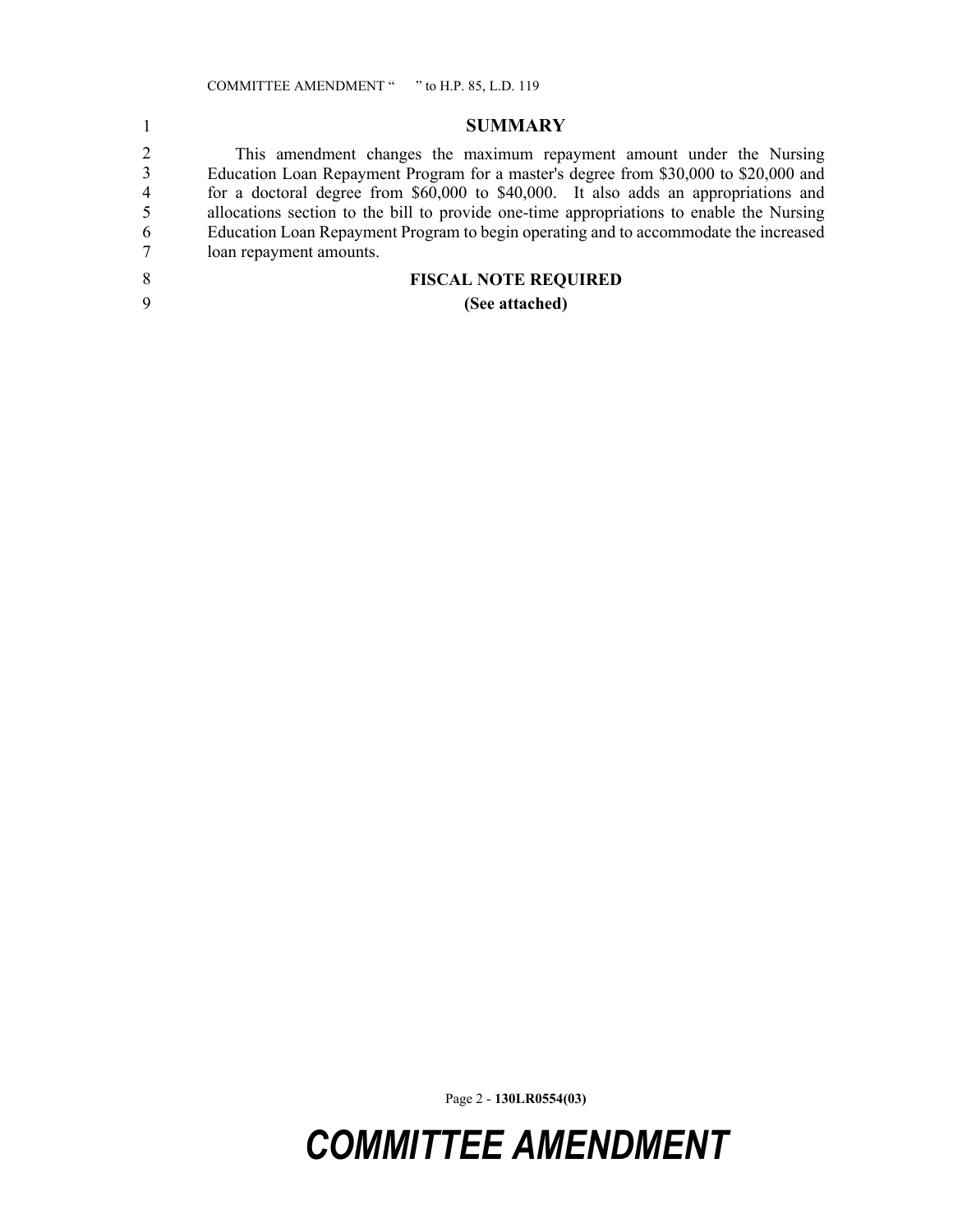## SUMMARY

This amendment changes the maximum repayment amount under the Nursing Education Loan Repayment Program for a master's degree from $30,000 to $20,000 and for a doctoral degree from $60,000 to $40,000. It also adds an appropriations and allocations section to the bill to provide one-time appropriations to enable the Nursing Education Loan Repayment Program to begin operating and to accommodate the increased loan repayment amounts.

**FISCAL NOTE REQUIRED**

**(See attached)**